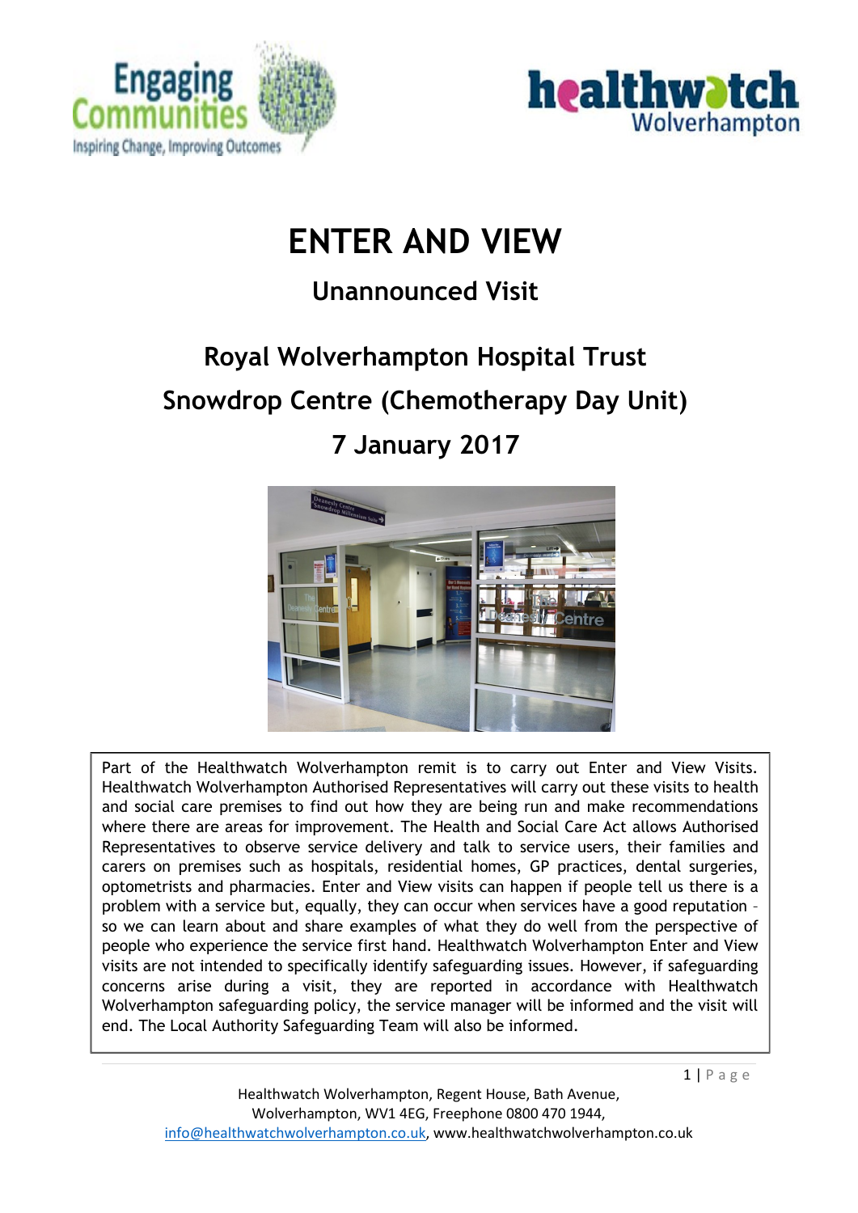# ENTER AND VIEW

## Unannounced Visit

## Royal Wolverhampton Hospital Trust

## Snowdrop Centre (Chemotherapy Day Unit)

## 7 January 2017

Part of the Healthwatch Wolverhampton remit is to carry out Enter and View Visits. Healthwatch Wolverhampton Authorised Representatives will carry out these visits to health and social care premises to find out how they are being run and make recommendations where there are areas for improvement. The Health and Social Care Act allows Authorised Representatives to observe service delivery and talk to service users, their families and carers on premises such as hospitals, residential homes, GP practices, dental surgeries, optometrists and pharmacies. Enter and View visits can happen if people tell us there is a problem with a service but, equally, they can occur when services have a good reputation – so we can learn about and share examples of what they do well from the perspective of people who experience the service first hand. Healthwatch Wolverhampton Enter and View visits are not intended to specifically identify safeguarding issues. However, if safeguarding concerns arise during a visit, they are reported in accordance with Healthwatch Wolverhampton safeguarding policy, the service manager will be informed and the visit will end. The Local Authority Safeguarding Team will also be informed.

Healthwatch Wolverhampton, Regent House, Bath Avenue, Wolverhampton, WV1 4EG, Freephone 0800 470 1944, info@healthwatchwolverhampton.co.uk, www.healthwatchwolverhampton.co.uk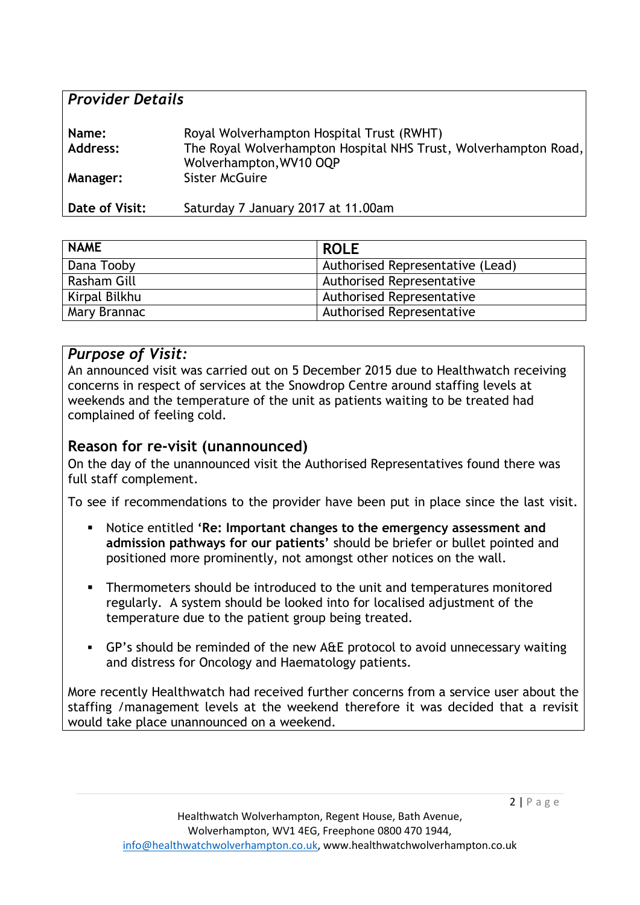## *Provider Details*

**Name:** Royal Wolverhampton Hospital Trust (RWHT)
**Address:** The Royal Wolverhampton Hospital NHS Trust, Wolverhampton Road, Wolverhampton, WV10 0QP
**Manager:** Sister McGuire

**Date of Visit:** Saturday 7 January 2017 at 11.00am

| NAME | ROLE |
|---|---|
| Dana Tooby | Authorised Representative (Lead) |
| Rasham Gill | Authorised Representative |
| Kirpal Bilkhu | Authorised Representative |
| Mary Brannac | Authorised Representative |

## *Purpose of Visit:*

An announced visit was carried out on 5 December 2015 due to Healthwatch receiving concerns in respect of services at the Snowdrop Centre around staffing levels at weekends and the temperature of the unit as patients waiting to be treated had complained of feeling cold.

### Reason for re-visit (unannounced)

On the day of the unannounced visit the Authorised Representatives found there was full staff complement.

To see if recommendations to the provider have been put in place since the last visit.

- Notice entitled **'Re: Important changes to the emergency assessment and admission pathways for our patients'** should be briefer or bullet pointed and positioned more prominently, not amongst other notices on the wall.
- Thermometers should be introduced to the unit and temperatures monitored regularly. A system should be looked into for localised adjustment of the temperature due to the patient group being treated.
- GP's should be reminded of the new A&E protocol to avoid unnecessary waiting and distress for Oncology and Haematology patients.

More recently Healthwatch had received further concerns from a service user about the staffing /management levels at the weekend therefore it was decided that a revisit would take place unannounced on a weekend.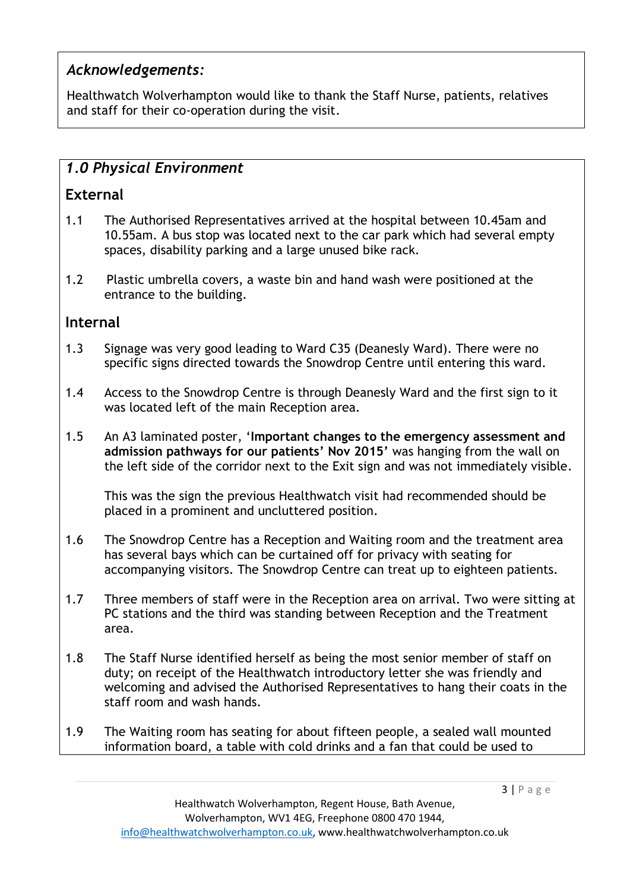## *Acknowledgements:*

Healthwatch Wolverhampton would like to thank the Staff Nurse, patients, relatives and staff for their co-operation during the visit.

## *1.0 Physical Environment*

### External

1.1 The Authorised Representatives arrived at the hospital between 10.45am and 10.55am. A bus stop was located next to the car park which had several empty spaces, disability parking and a large unused bike rack.

1.2 Plastic umbrella covers, a waste bin and hand wash were positioned at the entrance to the building.

### Internal

1.3 Signage was very good leading to Ward C35 (Deanesly Ward). There were no specific signs directed towards the Snowdrop Centre until entering this ward.

1.4 Access to the Snowdrop Centre is through Deanesly Ward and the first sign to it was located left of the main Reception area.

1.5 An A3 laminated poster, '**Important changes to the emergency assessment and admission pathways for our patients' Nov 2015'** was hanging from the wall on the left side of the corridor next to the Exit sign and was not immediately visible.

This was the sign the previous Healthwatch visit had recommended should be placed in a prominent and uncluttered position.

1.6 The Snowdrop Centre has a Reception and Waiting room and the treatment area has several bays which can be curtained off for privacy with seating for accompanying visitors. The Snowdrop Centre can treat up to eighteen patients.

1.7 Three members of staff were in the Reception area on arrival. Two were sitting at PC stations and the third was standing between Reception and the Treatment area.

1.8 The Staff Nurse identified herself as being the most senior member of staff on duty; on receipt of the Healthwatch introductory letter she was friendly and welcoming and advised the Authorised Representatives to hang their coats in the staff room and wash hands.

1.9 The Waiting room has seating for about fifteen people, a sealed wall mounted information board, a table with cold drinks and a fan that could be used to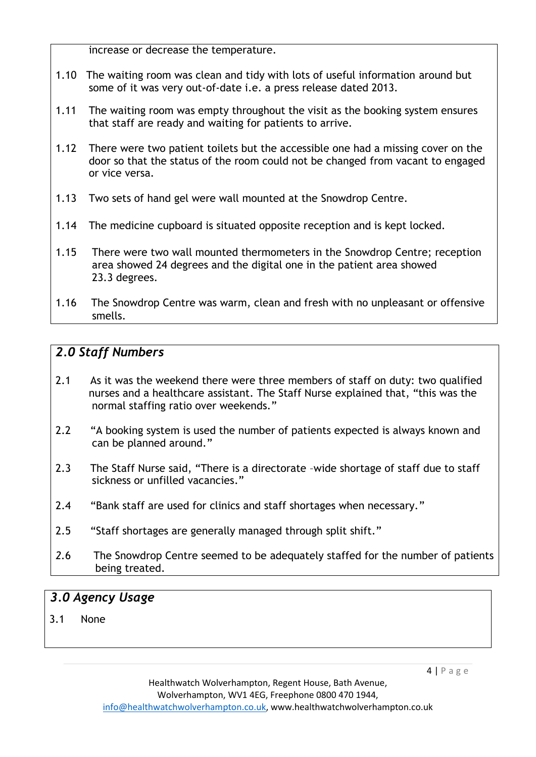increase or decrease the temperature.

1.10 The waiting room was clean and tidy with lots of useful information around but some of it was very out-of-date i.e. a press release dated 2013.

1.11 The waiting room was empty throughout the visit as the booking system ensures that staff are ready and waiting for patients to arrive.

1.12 There were two patient toilets but the accessible one had a missing cover on the door so that the status of the room could not be changed from vacant to engaged or vice versa.

1.13 Two sets of hand gel were wall mounted at the Snowdrop Centre.

1.14 The medicine cupboard is situated opposite reception and is kept locked.

1.15 There were two wall mounted thermometers in the Snowdrop Centre; reception area showed 24 degrees and the digital one in the patient area showed 23.3 degrees.

1.16 The Snowdrop Centre was warm, clean and fresh with no unpleasant or offensive smells.

## *2.0 Staff Numbers*

2.1 As it was the weekend there were three members of staff on duty: two qualified nurses and a healthcare assistant. The Staff Nurse explained that, "this was the normal staffing ratio over weekends."

2.2 "A booking system is used the number of patients expected is always known and can be planned around."

2.3 The Staff Nurse said, "There is a directorate –wide shortage of staff due to staff sickness or unfilled vacancies."

2.4 "Bank staff are used for clinics and staff shortages when necessary."

2.5 "Staff shortages are generally managed through split shift."

2.6 The Snowdrop Centre seemed to be adequately staffed for the number of patients being treated.

## *3.0 Agency Usage*

3.1 None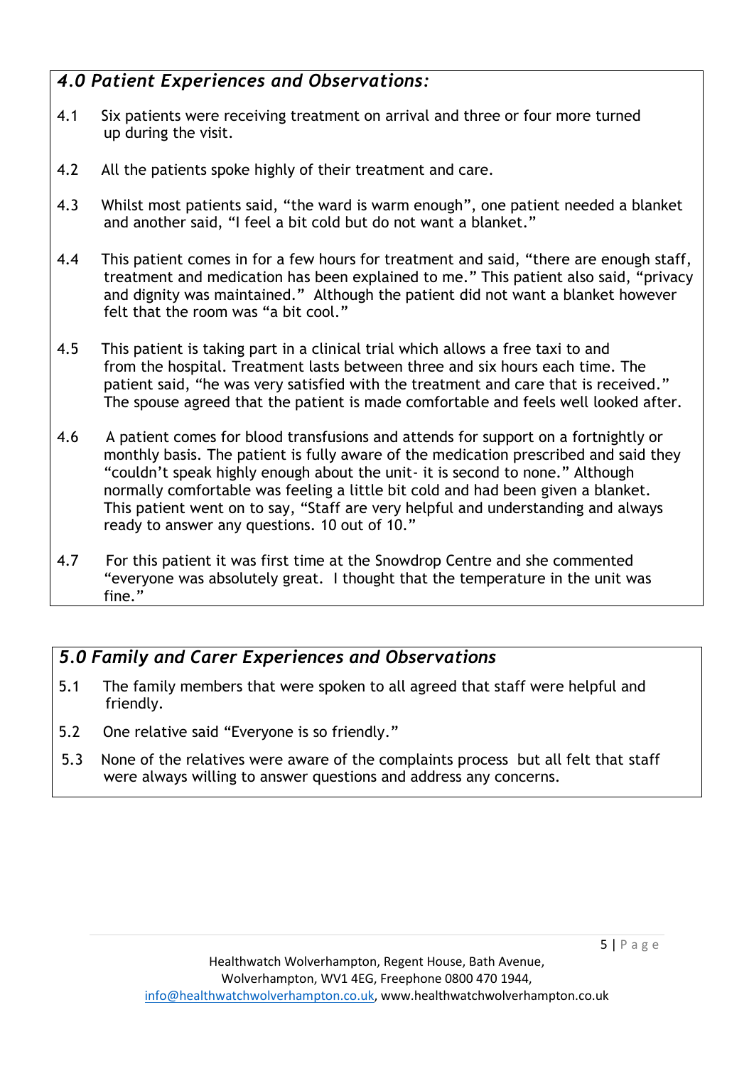## *4.0 Patient Experiences and Observations:*

4.1 Six patients were receiving treatment on arrival and three or four more turned up during the visit.

4.2 All the patients spoke highly of their treatment and care.

4.3 Whilst most patients said, "the ward is warm enough", one patient needed a blanket and another said, "I feel a bit cold but do not want a blanket."

4.4 This patient comes in for a few hours for treatment and said, "there are enough staff, treatment and medication has been explained to me." This patient also said, "privacy and dignity was maintained." Although the patient did not want a blanket however felt that the room was "a bit cool."

4.5 This patient is taking part in a clinical trial which allows a free taxi to and from the hospital. Treatment lasts between three and six hours each time. The patient said, "he was very satisfied with the treatment and care that is received." The spouse agreed that the patient is made comfortable and feels well looked after.

4.6 A patient comes for blood transfusions and attends for support on a fortnightly or monthly basis. The patient is fully aware of the medication prescribed and said they "couldn't speak highly enough about the unit- it is second to none." Although normally comfortable was feeling a little bit cold and had been given a blanket. This patient went on to say, "Staff are very helpful and understanding and always ready to answer any questions. 10 out of 10."

4.7 For this patient it was first time at the Snowdrop Centre and she commented "everyone was absolutely great. I thought that the temperature in the unit was fine."

## *5.0 Family and Carer Experiences and Observations*

5.1 The family members that were spoken to all agreed that staff were helpful and friendly.

5.2 One relative said "Everyone is so friendly."

5.3 None of the relatives were aware of the complaints process but all felt that staff were always willing to answer questions and address any concerns.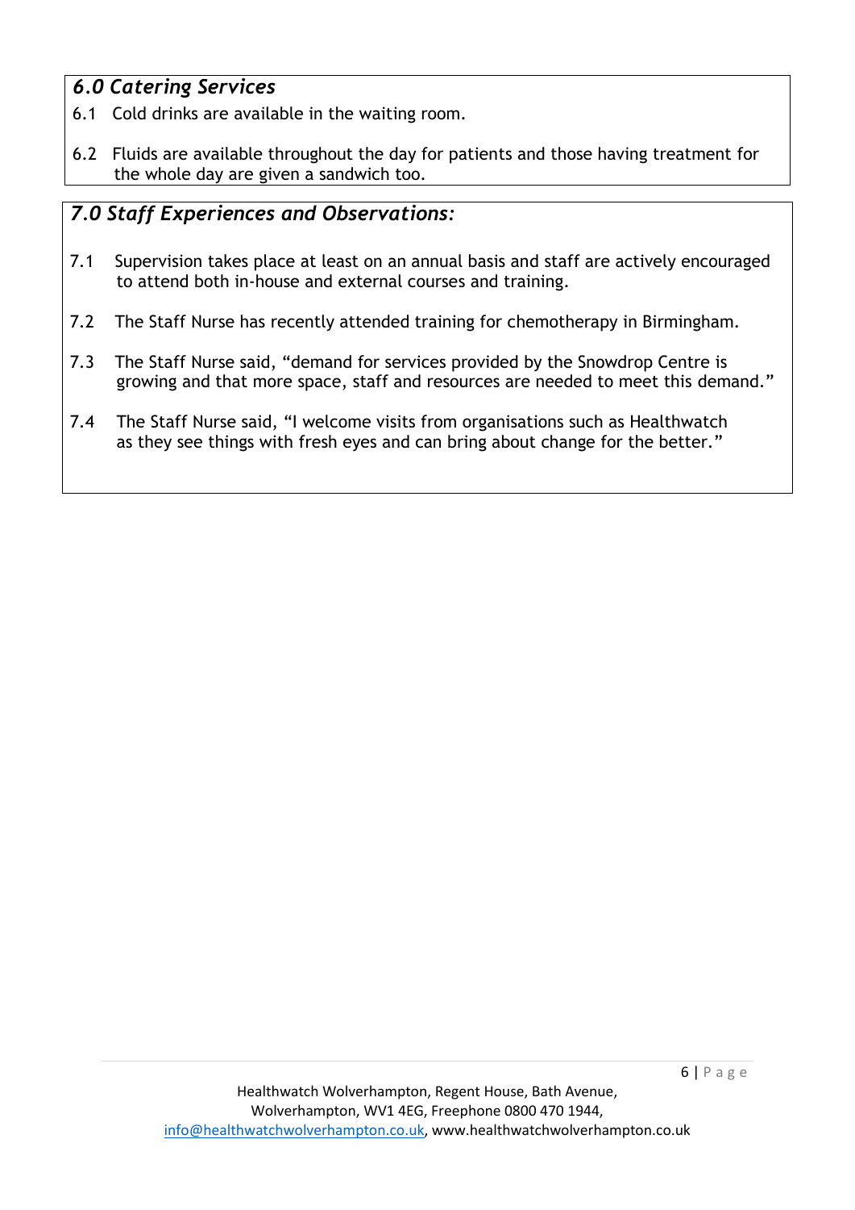## *6.0 Catering Services*

6.1 Cold drinks are available in the waiting room.

6.2 Fluids are available throughout the day for patients and those having treatment for the whole day are given a sandwich too.

## *7.0 Staff Experiences and Observations:*

7.1 Supervision takes place at least on an annual basis and staff are actively encouraged to attend both in-house and external courses and training.

7.2 The Staff Nurse has recently attended training for chemotherapy in Birmingham.

7.3 The Staff Nurse said, "demand for services provided by the Snowdrop Centre is growing and that more space, staff and resources are needed to meet this demand."

7.4 The Staff Nurse said, "I welcome visits from organisations such as Healthwatch as they see things with fresh eyes and can bring about change for the better."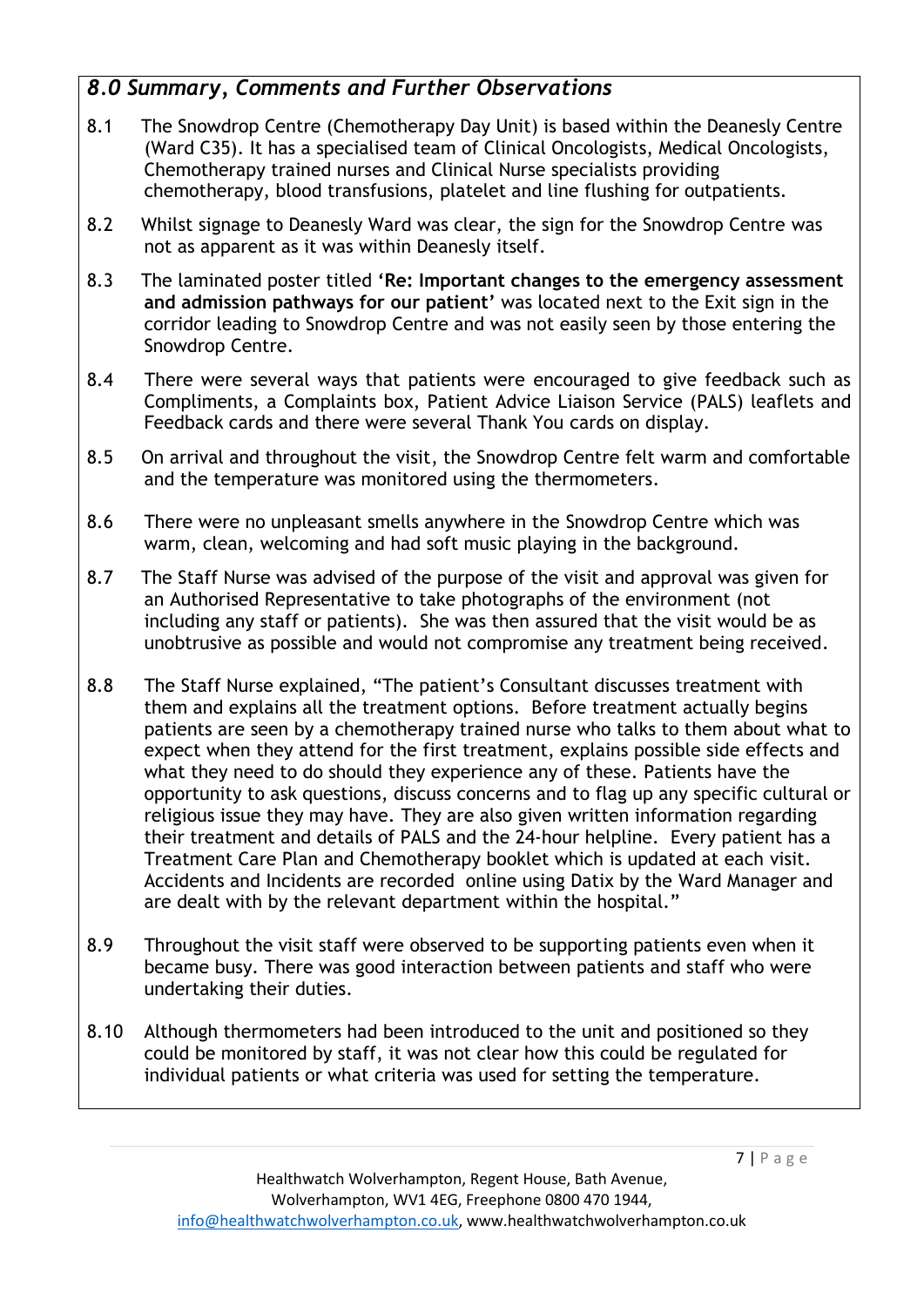## *8.0 Summary, Comments and Further Observations*

8.1 The Snowdrop Centre (Chemotherapy Day Unit) is based within the Deanesly Centre (Ward C35). It has a specialised team of Clinical Oncologists, Medical Oncologists, Chemotherapy trained nurses and Clinical Nurse specialists providing chemotherapy, blood transfusions, platelet and line flushing for outpatients.

8.2 Whilst signage to Deanesly Ward was clear, the sign for the Snowdrop Centre was not as apparent as it was within Deanesly itself.

8.3 The laminated poster titled **'Re: Important changes to the emergency assessment and admission pathways for our patient'** was located next to the Exit sign in the corridor leading to Snowdrop Centre and was not easily seen by those entering the Snowdrop Centre.

8.4 There were several ways that patients were encouraged to give feedback such as Compliments, a Complaints box, Patient Advice Liaison Service (PALS) leaflets and Feedback cards and there were several Thank You cards on display.

8.5 On arrival and throughout the visit, the Snowdrop Centre felt warm and comfortable and the temperature was monitored using the thermometers.

8.6 There were no unpleasant smells anywhere in the Snowdrop Centre which was warm, clean, welcoming and had soft music playing in the background.

8.7 The Staff Nurse was advised of the purpose of the visit and approval was given for an Authorised Representative to take photographs of the environment (not including any staff or patients). She was then assured that the visit would be as unobtrusive as possible and would not compromise any treatment being received.

8.8 The Staff Nurse explained, "The patient's Consultant discusses treatment with them and explains all the treatment options. Before treatment actually begins patients are seen by a chemotherapy trained nurse who talks to them about what to expect when they attend for the first treatment, explains possible side effects and what they need to do should they experience any of these. Patients have the opportunity to ask questions, discuss concerns and to flag up any specific cultural or religious issue they may have. They are also given written information regarding their treatment and details of PALS and the 24-hour helpline. Every patient has a Treatment Care Plan and Chemotherapy booklet which is updated at each visit. Accidents and Incidents are recorded online using Datix by the Ward Manager and are dealt with by the relevant department within the hospital."

8.9 Throughout the visit staff were observed to be supporting patients even when it became busy. There was good interaction between patients and staff who were undertaking their duties.

8.10 Although thermometers had been introduced to the unit and positioned so they could be monitored by staff, it was not clear how this could be regulated for individual patients or what criteria was used for setting the temperature.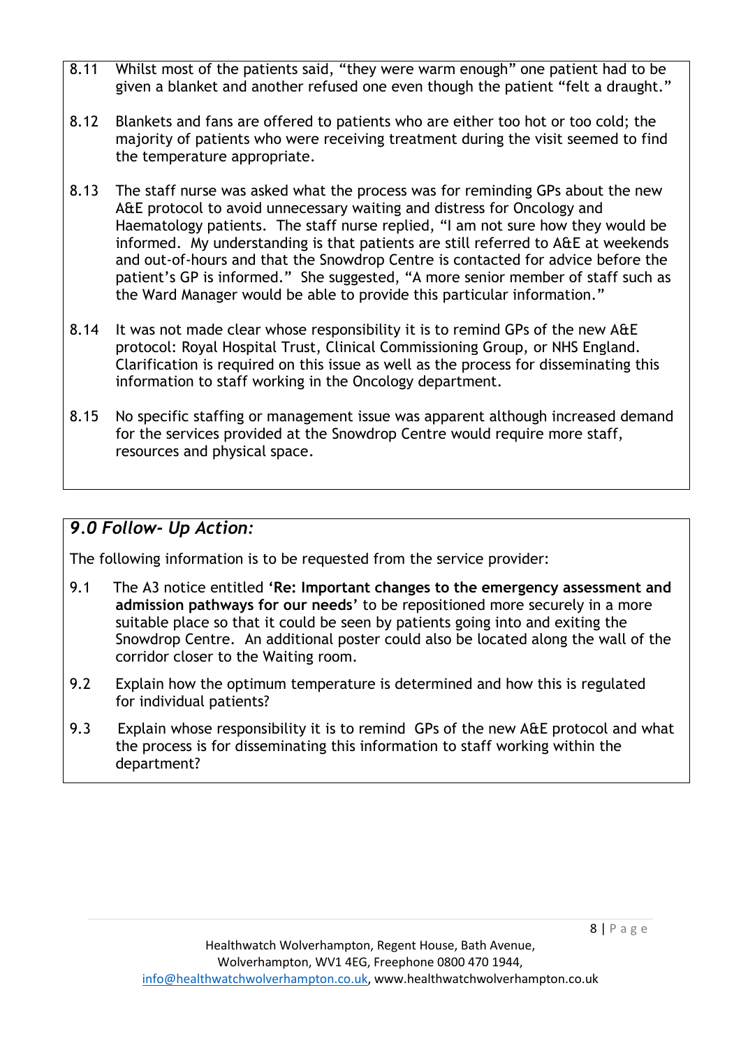8.11 Whilst most of the patients said, "they were warm enough" one patient had to be given a blanket and another refused one even though the patient "felt a draught."

8.12 Blankets and fans are offered to patients who are either too hot or too cold; the majority of patients who were receiving treatment during the visit seemed to find the temperature appropriate.

8.13 The staff nurse was asked what the process was for reminding GPs about the new A&E protocol to avoid unnecessary waiting and distress for Oncology and Haematology patients. The staff nurse replied, "I am not sure how they would be informed. My understanding is that patients are still referred to A&E at weekends and out-of-hours and that the Snowdrop Centre is contacted for advice before the patient's GP is informed." She suggested, "A more senior member of staff such as the Ward Manager would be able to provide this particular information."

8.14 It was not made clear whose responsibility it is to remind GPs of the new A&E protocol: Royal Hospital Trust, Clinical Commissioning Group, or NHS England. Clarification is required on this issue as well as the process for disseminating this information to staff working in the Oncology department.

8.15 No specific staffing or management issue was apparent although increased demand for the services provided at the Snowdrop Centre would require more staff, resources and physical space.

## *9.0 Follow- Up Action:*

The following information is to be requested from the service provider:

9.1 The A3 notice entitled **'Re: Important changes to the emergency assessment and admission pathways for our needs'** to be repositioned more securely in a more suitable place so that it could be seen by patients going into and exiting the Snowdrop Centre. An additional poster could also be located along the wall of the corridor closer to the Waiting room.

9.2 Explain how the optimum temperature is determined and how this is regulated for individual patients?

9.3 Explain whose responsibility it is to remind GPs of the new A&E protocol and what the process is for disseminating this information to staff working within the department?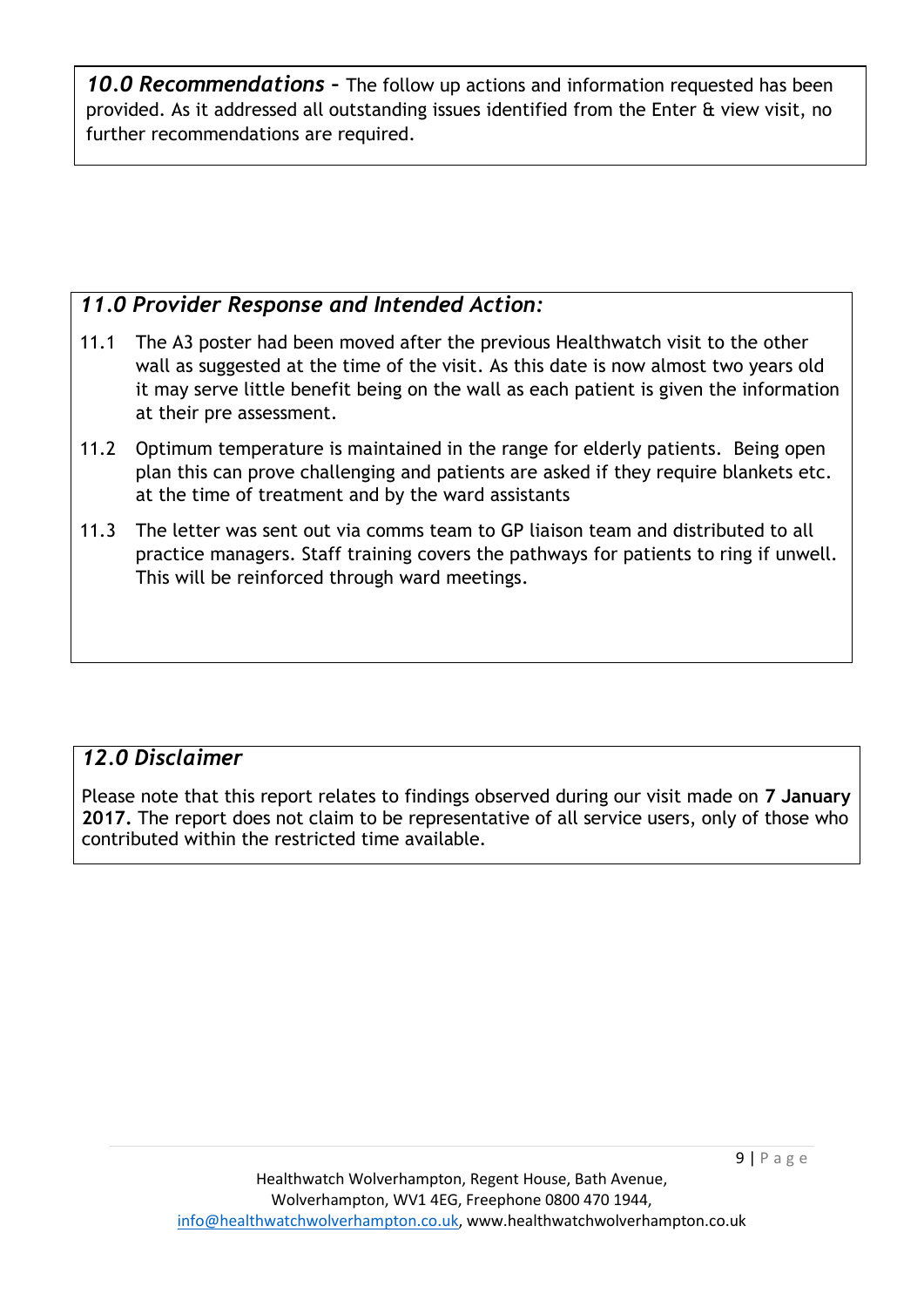***10.0 Recommendations*** – The follow up actions and information requested has been provided. As it addressed all outstanding issues identified from the Enter & view visit, no further recommendations are required.

### *11.0 Provider Response and Intended Action:*

11.1 The A3 poster had been moved after the previous Healthwatch visit to the other wall as suggested at the time of the visit. As this date is now almost two years old it may serve little benefit being on the wall as each patient is given the information at their pre assessment.

11.2 Optimum temperature is maintained in the range for elderly patients. Being open plan this can prove challenging and patients are asked if they require blankets etc. at the time of treatment and by the ward assistants

11.3 The letter was sent out via comms team to GP liaison team and distributed to all practice managers. Staff training covers the pathways for patients to ring if unwell. This will be reinforced through ward meetings.

### *12.0 Disclaimer*

Please note that this report relates to findings observed during our visit made on **7 January 2017.** The report does not claim to be representative of all service users, only of those who contributed within the restricted time available.

Healthwatch Wolverhampton, Regent House, Bath Avenue, Wolverhampton, WV1 4EG, Freephone 0800 470 1944, info@healthwatchwolverhampton.co.uk, www.healthwatchwolverhampton.co.uk